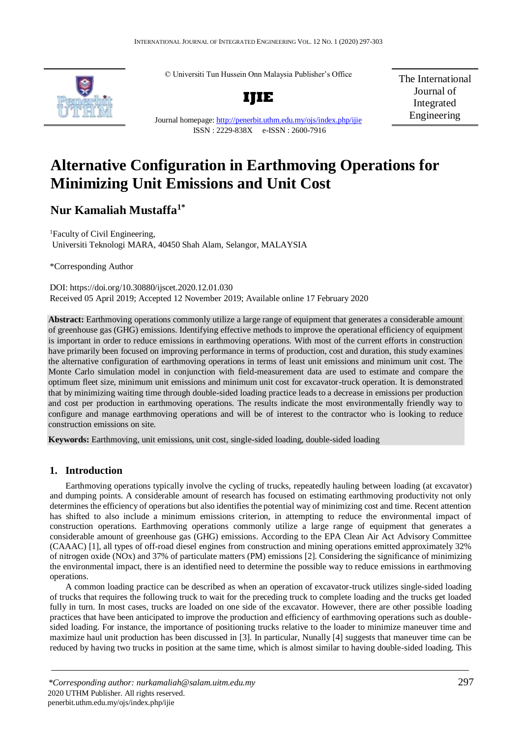© Universiti Tun Hussein Onn Malaysia Publisher's Office

**IJIE**

Journal homepage: http://penerbit.uthm.edu.my/ojs/index.php/ijie

ISSN : 2229-838X e-ISSN : 2600-7916

The International Journal of Integrated Engineering

# Alternative Configuration in Earthmoving Operations for Minimizing Unit Emissions and Unit Cost

## Nur Kamaliah Mustaffa[1*]

[1]Faculty of Civil Engineering, Universiti Teknologi MARA, 40450 Shah Alam, Selangor, MALAYSIA

*Corresponding Author

DOI: https://doi.org/10.30880/ijscet.2020.12.01.030

Received 05 April 2019; Accepted 12 November 2019; Available online 17 February 2020

**Abstract:** Earthmoving operations commonly utilize a large range of equipment that generates a considerable amount of greenhouse gas (GHG) emissions. Identifying effective methods to improve the operational efficiency of equipment is important in order to reduce emissions in earthmoving operations. With most of the current efforts in construction have primarily been focused on improving performance in terms of production, cost and duration, this study examines the alternative configuration of earthmoving operations in terms of least unit emissions and minimum unit cost. The Monte Carlo simulation model in conjunction with field-measurement data are used to estimate and compare the optimum fleet size, minimum unit emissions and minimum unit cost for excavator-truck operation. It is demonstrated that by minimizing waiting time through double-sided loading practice leads to a decrease in emissions per production and cost per production in earthmoving operations. The results indicate the most environmentally friendly way to configure and manage earthmoving operations and will be of interest to the contractor who is looking to reduce construction emissions on site.

**Keywords:** Earthmoving, unit emissions, unit cost, single-sided loading, double-sided loading

## 1. Introduction

Earthmoving operations typically involve the cycling of trucks, repeatedly hauling between loading (at excavator) and dumping points. A considerable amount of research has focused on estimating earthmoving productivity not only determines the efficiency of operations but also identifies the potential way of minimizing cost and time. Recent attention has shifted to also include a minimum emissions criterion, in attempting to reduce the environmental impact of construction operations. Earthmoving operations commonly utilize a large range of equipment that generates a considerable amount of greenhouse gas (GHG) emissions. According to the EPA Clean Air Act Advisory Committee (CAAAC) [1], all types of off-road diesel engines from construction and mining operations emitted approximately 32% of nitrogen oxide (NOx) and 37% of particulate matters (PM) emissions [2]. Considering the significance of minimizing the environmental impact, there is an identified need to determine the possible way to reduce emissions in earthmoving operations.

A common loading practice can be described as when an operation of excavator-truck utilizes single-sided loading of trucks that requires the following truck to wait for the preceding truck to complete loading and the trucks get loaded fully in turn. In most cases, trucks are loaded on one side of the excavator. However, there are other possible loading practices that have been anticipated to improve the production and efficiency of earthmoving operations such as double-sided loading. For instance, the importance of positioning trucks relative to the loader to minimize maneuver time and maximize haul unit production has been discussed in [3]. In particular, Nunally [4] suggests that maneuver time can be reduced by having two trucks in position at the same time, which is almost similar to having double-sided loading. This

*Corresponding author: nurkamaliah@salam.uitm.edu.my

2020 UTHM Publisher. All rights reserved.

penerbit.uthm.edu.my/ojs/index.php/ijie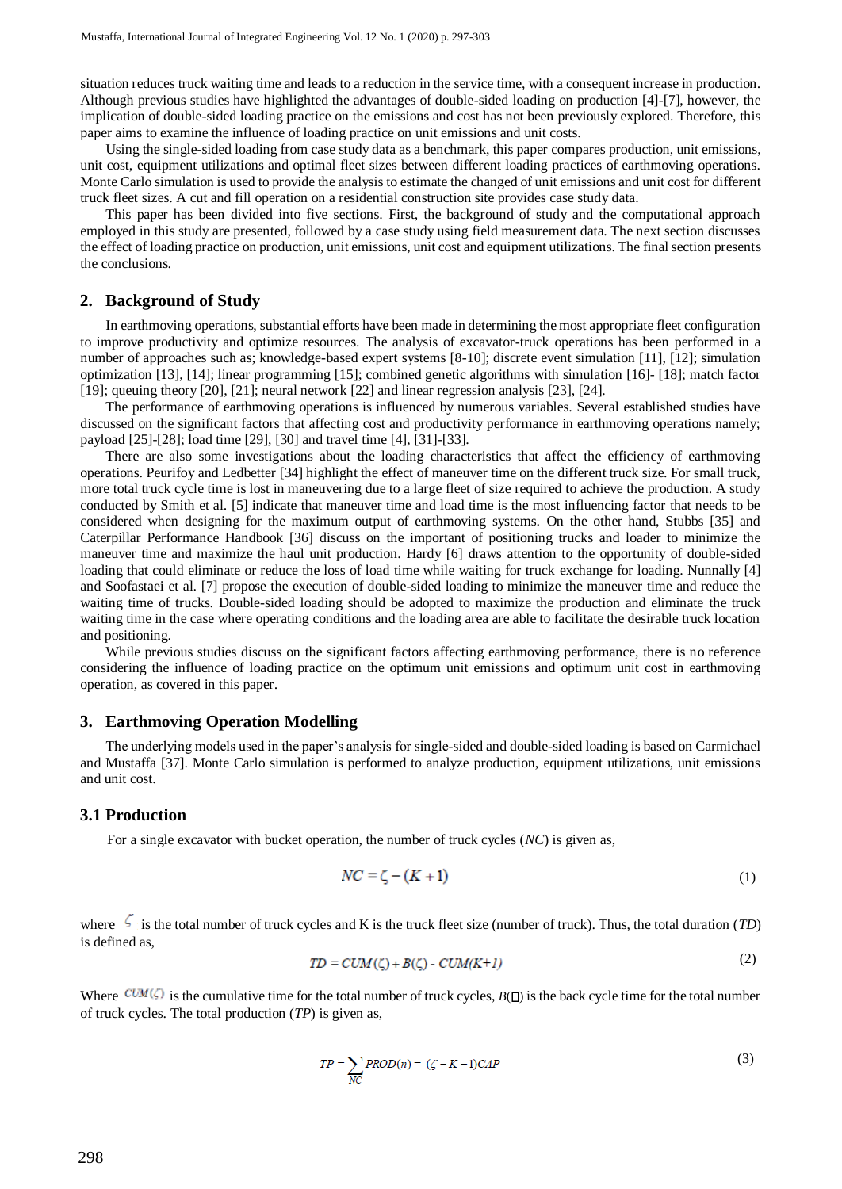situation reduces truck waiting time and leads to a reduction in the service time, with a consequent increase in production. Although previous studies have highlighted the advantages of double-sided loading on production [4]-[7], however, the implication of double-sided loading practice on the emissions and cost has not been previously explored. Therefore, this paper aims to examine the influence of loading practice on unit emissions and unit costs.

Using the single-sided loading from case study data as a benchmark, this paper compares production, unit emissions, unit cost, equipment utilizations and optimal fleet sizes between different loading practices of earthmoving operations. Monte Carlo simulation is used to provide the analysis to estimate the changed of unit emissions and unit cost for different truck fleet sizes. A cut and fill operation on a residential construction site provides case study data.

This paper has been divided into five sections. First, the background of study and the computational approach employed in this study are presented, followed by a case study using field measurement data. The next section discusses the effect of loading practice on production, unit emissions, unit cost and equipment utilizations. The final section presents the conclusions.

## 2. Background of Study

In earthmoving operations, substantial efforts have been made in determining the most appropriate fleet configuration to improve productivity and optimize resources. The analysis of excavator-truck operations has been performed in a number of approaches such as; knowledge-based expert systems [8-10]; discrete event simulation [11], [12]; simulation optimization [13], [14]; linear programming [15]; combined genetic algorithms with simulation [16]- [18]; match factor [19]; queuing theory [20], [21]; neural network [22] and linear regression analysis [23], [24].

The performance of earthmoving operations is influenced by numerous variables. Several established studies have discussed on the significant factors that affecting cost and productivity performance in earthmoving operations namely; payload [25]-[28]; load time [29], [30] and travel time [4], [31]-[33].

There are also some investigations about the loading characteristics that affect the efficiency of earthmoving operations. Peurifoy and Ledbetter [34] highlight the effect of maneuver time on the different truck size. For small truck, more total truck cycle time is lost in maneuvering due to a large fleet of size required to achieve the production. A study conducted by Smith et al. [5] indicate that maneuver time and load time is the most influencing factor that needs to be considered when designing for the maximum output of earthmoving systems. On the other hand, Stubbs [35] and Caterpillar Performance Handbook [36] discuss on the important of positioning trucks and loader to minimize the maneuver time and maximize the haul unit production. Hardy [6] draws attention to the opportunity of double-sided loading that could eliminate or reduce the loss of load time while waiting for truck exchange for loading. Nunnally [4] and Soofastaei et al. [7] propose the execution of double-sided loading to minimize the maneuver time and reduce the waiting time of trucks. Double-sided loading should be adopted to maximize the production and eliminate the truck waiting time in the case where operating conditions and the loading area are able to facilitate the desirable truck location and positioning.

While previous studies discuss on the significant factors affecting earthmoving performance, there is no reference considering the influence of loading practice on the optimum unit emissions and optimum unit cost in earthmoving operation, as covered in this paper.

## 3. Earthmoving Operation Modelling

The underlying models used in the paper's analysis for single-sided and double-sided loading is based on Carmichael and Mustaffa [37]. Monte Carlo simulation is performed to analyze production, equipment utilizations, unit emissions and unit cost.

### 3.1 Production

For a single excavator with bucket operation, the number of truck cycles (*NC*) is given as,

$$NC = \zeta - (K + 1) \tag{1}$$

where $\zeta$ is the total number of truck cycles and K is the truck fleet size (number of truck). Thus, the total duration (*TD*) is defined as,

$$TD = CUM(\zeta) + B(\zeta) - CUM(K+1) \tag{2}$$

Where $CUM(\zeta)$ is the cumulative time for the total number of truck cycles, $B(\zeta)$ is the back cycle time for the total number of truck cycles. The total production (*TP*) is given as,

$$TP = \sum_{NC} PROD(n) = (\zeta - K - 1)CAP \tag{3}$$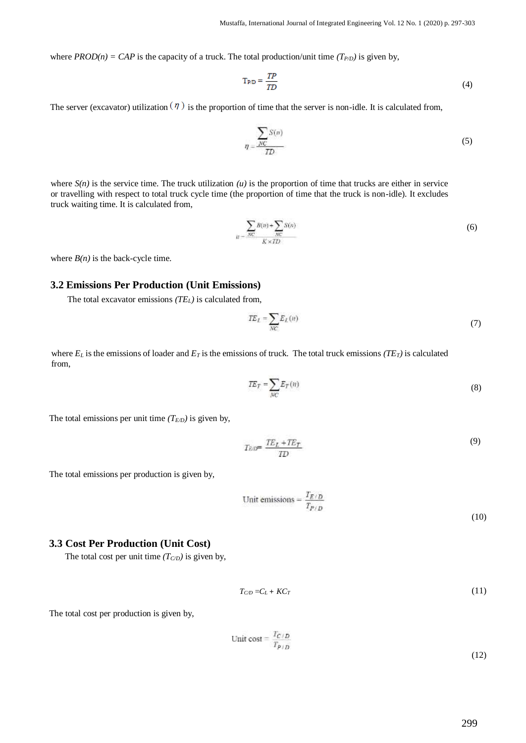where $PROD(n) = CAP$ is the capacity of a truck. The total production/unit time $(T_{P/D})$ is given by,

$$T_{P/D} = \frac{TP}{TD} \tag{4}$$

The server (excavator) utilization $(\eta)$ is the proportion of time that the server is non-idle. It is calculated from,

$$\eta = \frac{\sum_{NC} S(n)}{TD} \tag{5}$$

where $S(n)$ is the service time. The truck utilization $(u)$ is the proportion of time that trucks are either in service or travelling with respect to total truck cycle time (the proportion of time that the truck is non-idle). It excludes truck waiting time. It is calculated from,

$$u = \frac{\sum_{NC} B(n) + \sum_{NC} S(n)}{K \times TD} \tag{6}$$

where $B(n)$ is the back-cycle time.

### 3.2 Emissions Per Production (Unit Emissions)

The total excavator emissions $(TE_L)$ is calculated from,

$$TE_L = \sum_{NC} E_L(n) \tag{7}$$

where $E_L$ is the emissions of loader and $E_T$ is the emissions of truck. The total truck emissions $(TE_T)$ is calculated from,

$$TE_T = \sum_{NC} E_T(n) \tag{8}$$

The total emissions per unit time $(T_{E/D})$ is given by,

$$T_{E/D} = \frac{TE_L + TE_T}{TD} \tag{9}$$

The total emissions per production is given by,

$$\text{Unit emissions} = \frac{T_{E/D}}{T_{P/D}} \tag{10}$$

### 3.3 Cost Per Production (Unit Cost)

The total cost per unit time $(T_{C/D})$ is given by,

$$T_{C/D} = C_L + KC_T \tag{11}$$

The total cost per production is given by,

$$\text{Unit cost} = \frac{T_{C/D}}{T_{P/D}} \tag{12}$$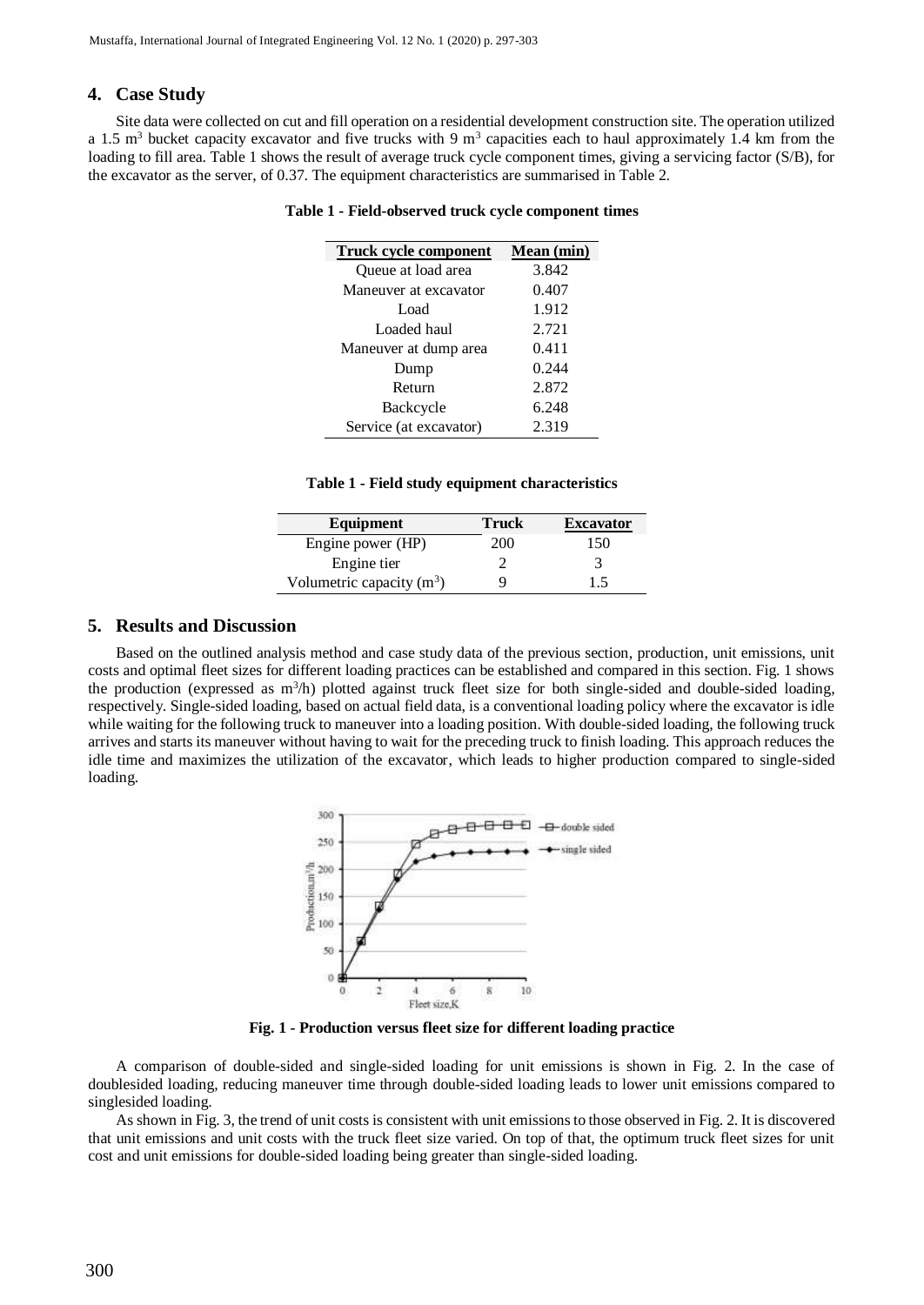## 4. Case Study

Site data were collected on cut and fill operation on a residential development construction site. The operation utilized a 1.5 $m^3$ bucket capacity excavator and five trucks with 9 $m^3$ capacities each to haul approximately 1.4 km from the loading to fill area. Table 1 shows the result of average truck cycle component times, giving a servicing factor (S/B), for the excavator as the server, of 0.37. The equipment characteristics are summarised in Table 2.

**Table 1 - Field-observed truck cycle component times**

| Truck cycle component | Mean (min) |
|---|---|
| Queue at load area | 3.842 |
| Maneuver at excavator | 0.407 |
| Load | 1.912 |
| Loaded haul | 2.721 |
| Maneuver at dump area | 0.411 |
| Dump | 0.244 |
| Return | 2.872 |
| Backcycle | 6.248 |
| Service (at excavator) | 2.319 |

**Table 1 - Field study equipment characteristics**

| Equipment | Truck | Excavator |
|---|---|---|
| Engine power (HP) | 200 | 150 |
| Engine tier | 2 | 3 |
| Volumetric capacity ($m^3$) | 9 | 1.5 |

## 5. Results and Discussion

Based on the outlined analysis method and case study data of the previous section, production, unit emissions, unit costs and optimal fleet sizes for different loading practices can be established and compared in this section. Fig. 1 shows the production (expressed as $m^3/h$) plotted against truck fleet size for both single-sided and double-sided loading, respectively. Single-sided loading, based on actual field data, is a conventional loading policy where the excavator is idle while waiting for the following truck to maneuver into a loading position. With double-sided loading, the following truck arrives and starts its maneuver without having to wait for the preceding truck to finish loading. This approach reduces the idle time and maximizes the utilization of the excavator, which leads to higher production compared to single-sided loading.

**Fig. 1 - Production versus fleet size for different loading practice**

A comparison of double-sided and single-sided loading for unit emissions is shown in Fig. 2. In the case of doublesided loading, reducing maneuver time through double-sided loading leads to lower unit emissions compared to singlesided loading.

As shown in Fig. 3, the trend of unit costs is consistent with unit emissions to those observed in Fig. 2. It is discovered that unit emissions and unit costs with the truck fleet size varied. On top of that, the optimum truck fleet sizes for unit cost and unit emissions for double-sided loading being greater than single-sided loading.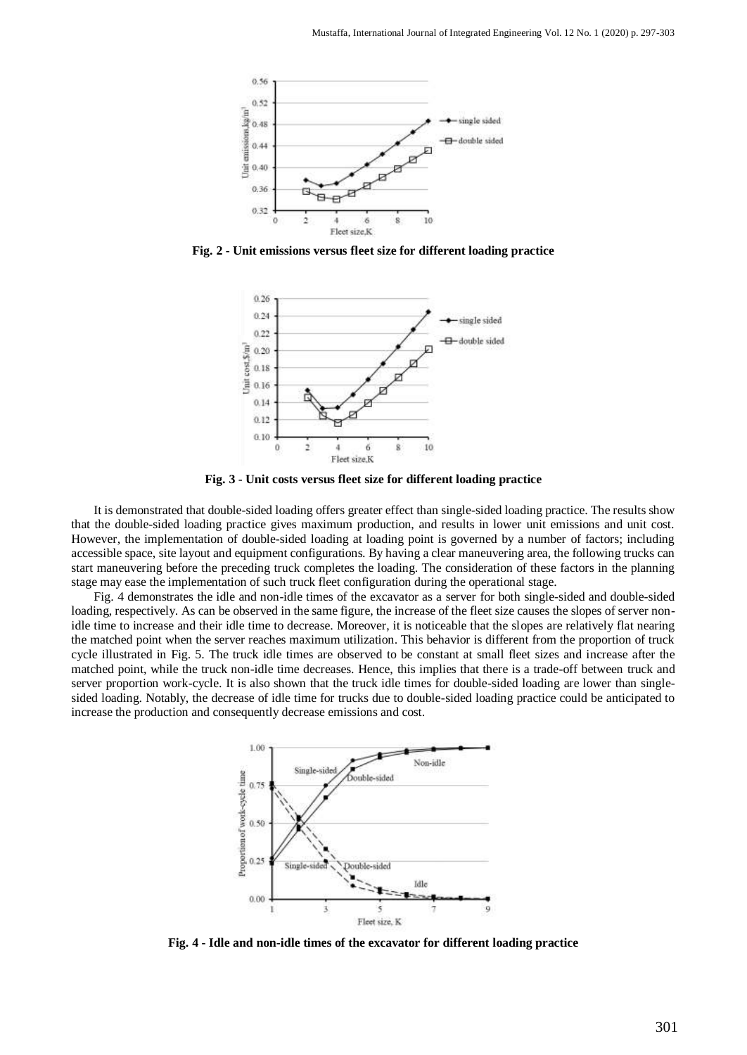Fig. 2 - Unit emissions versus fleet size for different loading practice

Fig. 3 - Unit costs versus fleet size for different loading practice

It is demonstrated that double-sided loading offers greater effect than single-sided loading practice. The results show that the double-sided loading practice gives maximum production, and results in lower unit emissions and unit cost. However, the implementation of double-sided loading at loading point is governed by a number of factors; including accessible space, site layout and equipment configurations. By having a clear maneuvering area, the following trucks can start maneuvering before the preceding truck completes the loading. The consideration of these factors in the planning stage may ease the implementation of such truck fleet configuration during the operational stage.

Fig. 4 demonstrates the idle and non-idle times of the excavator as a server for both single-sided and double-sided loading, respectively. As can be observed in the same figure, the increase of the fleet size causes the slopes of server non-idle time to increase and their idle time to decrease. Moreover, it is noticeable that the slopes are relatively flat nearing the matched point when the server reaches maximum utilization. This behavior is different from the proportion of truck cycle illustrated in Fig. 5. The truck idle times are observed to be constant at small fleet sizes and increase after the matched point, while the truck non-idle time decreases. Hence, this implies that there is a trade-off between truck and server proportion work-cycle. It is also shown that the truck idle times for double-sided loading are lower than single-sided loading. Notably, the decrease of idle time for trucks due to double-sided loading practice could be anticipated to increase the production and consequently decrease emissions and cost.

Fig. 4 - Idle and non-idle times of the excavator for different loading practice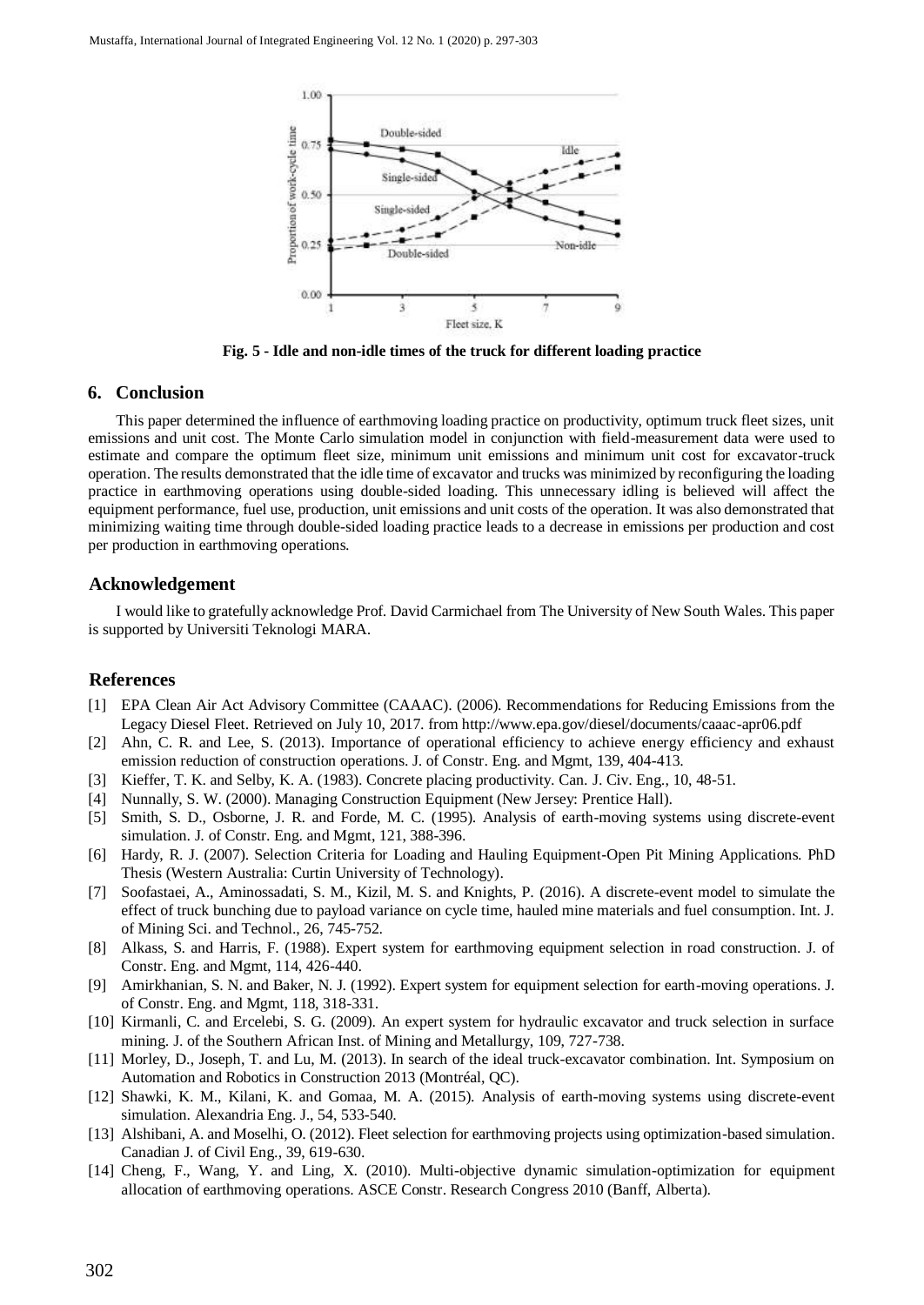**Fig. 5 - Idle and non-idle times of the truck for different loading practice**

## 6. Conclusion

This paper determined the influence of earthmoving loading practice on productivity, optimum truck fleet sizes, unit emissions and unit cost. The Monte Carlo simulation model in conjunction with field-measurement data were used to estimate and compare the optimum fleet size, minimum unit emissions and minimum unit cost for excavator-truck operation. The results demonstrated that the idle time of excavator and trucks was minimized by reconfiguring the loading practice in earthmoving operations using double-sided loading. This unnecessary idling is believed will affect the equipment performance, fuel use, production, unit emissions and unit costs of the operation. It was also demonstrated that minimizing waiting time through double-sided loading practice leads to a decrease in emissions per production and cost per production in earthmoving operations.

## Acknowledgement

I would like to gratefully acknowledge Prof. David Carmichael from The University of New South Wales. This paper is supported by Universiti Teknologi MARA.

## References

[1] EPA Clean Air Act Advisory Committee (CAAAC). (2006). Recommendations for Reducing Emissions from the Legacy Diesel Fleet. Retrieved on July 10, 2017. from http://www.epa.gov/diesel/documents/caaac-apr06.pdf

[2] Ahn, C. R. and Lee, S. (2013). Importance of operational efficiency to achieve energy efficiency and exhaust emission reduction of construction operations. J. of Constr. Eng. and Mgmt, 139, 404-413.

[3] Kieffer, T. K. and Selby, K. A. (1983). Concrete placing productivity. Can. J. Civ. Eng., 10, 48-51.

[4] Nunnally, S. W. (2000). Managing Construction Equipment (New Jersey: Prentice Hall).

[5] Smith, S. D., Osborne, J. R. and Forde, M. C. (1995). Analysis of earth-moving systems using discrete-event simulation. J. of Constr. Eng. and Mgmt, 121, 388-396.

[6] Hardy, R. J. (2007). Selection Criteria for Loading and Hauling Equipment-Open Pit Mining Applications. PhD Thesis (Western Australia: Curtin University of Technology).

[7] Soofastaei, A., Aminossadati, S. M., Kizil, M. S. and Knights, P. (2016). A discrete-event model to simulate the effect of truck bunching due to payload variance on cycle time, hauled mine materials and fuel consumption. Int. J. of Mining Sci. and Technol., 26, 745-752.

[8] Alkass, S. and Harris, F. (1988). Expert system for earthmoving equipment selection in road construction. J. of Constr. Eng. and Mgmt, 114, 426-440.

[9] Amirkhanian, S. N. and Baker, N. J. (1992). Expert system for equipment selection for earth-moving operations. J. of Constr. Eng. and Mgmt, 118, 318-331.

[10] Kirmanli, C. and Ercelebi, S. G. (2009). An expert system for hydraulic excavator and truck selection in surface mining. J. of the Southern African Inst. of Mining and Metallurgy, 109, 727-738.

[11] Morley, D., Joseph, T. and Lu, M. (2013). In search of the ideal truck-excavator combination. Int. Symposium on Automation and Robotics in Construction 2013 (Montréal, QC).

[12] Shawki, K. M., Kilani, K. and Gomaa, M. A. (2015). Analysis of earth-moving systems using discrete-event simulation. Alexandria Eng. J., 54, 533-540.

[13] Alshibani, A. and Moselhi, O. (2012). Fleet selection for earthmoving projects using optimization-based simulation. Canadian J. of Civil Eng., 39, 619-630.

[14] Cheng, F., Wang, Y. and Ling, X. (2010). Multi-objective dynamic simulation-optimization for equipment allocation of earthmoving operations. ASCE Constr. Research Congress 2010 (Banff, Alberta).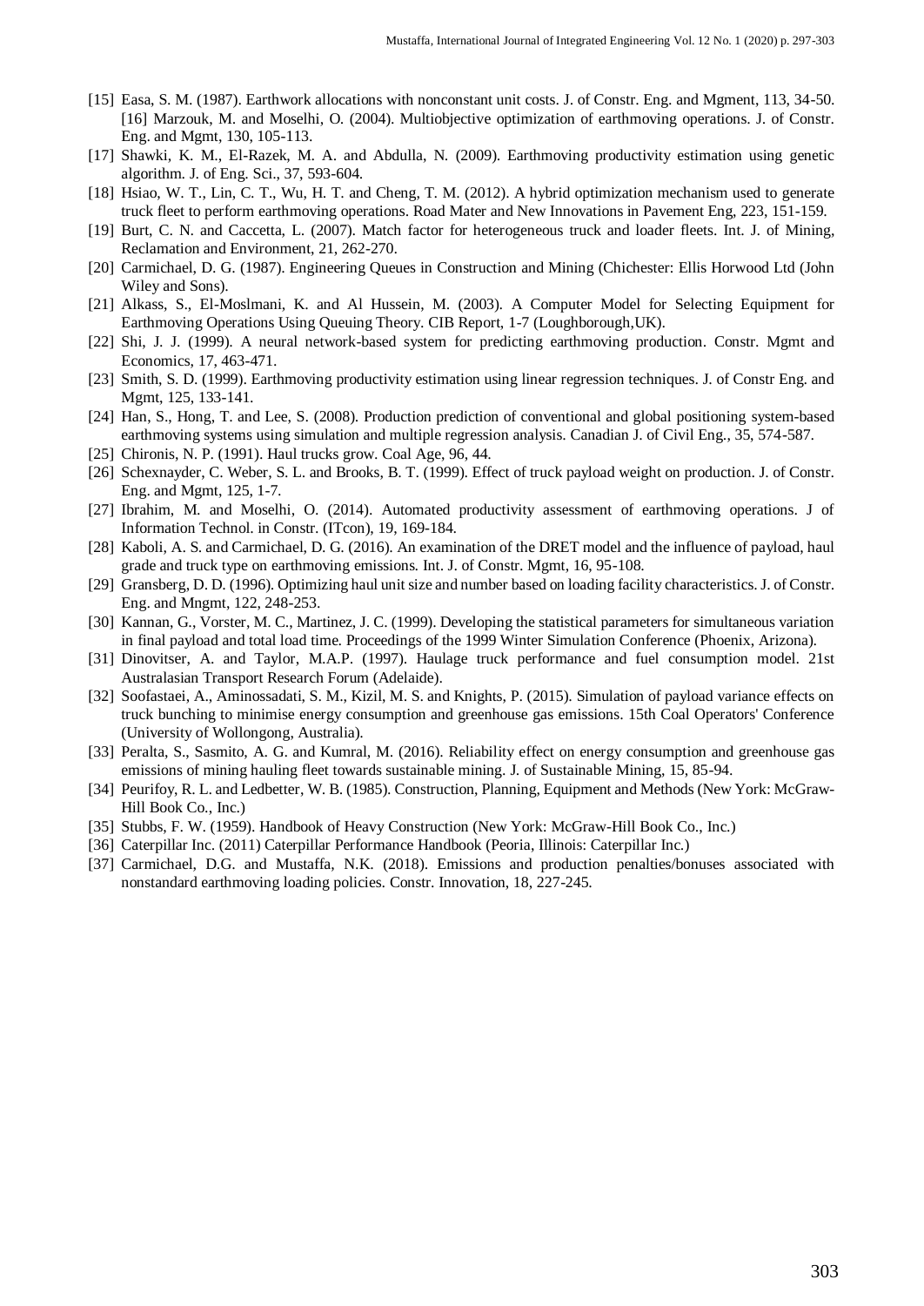[15] Easa, S. M. (1987). Earthwork allocations with nonconstant unit costs. J. of Constr. Eng. and Mgment, 113, 34-50. [16] Marzouk, M. and Moselhi, O. (2004). Multiobjective optimization of earthmoving operations. J. of Constr. Eng. and Mgmt, 130, 105-113.

[17] Shawki, K. M., El-Razek, M. A. and Abdulla, N. (2009). Earthmoving productivity estimation using genetic algorithm. J. of Eng. Sci., 37, 593-604.

[18] Hsiao, W. T., Lin, C. T., Wu, H. T. and Cheng, T. M. (2012). A hybrid optimization mechanism used to generate truck fleet to perform earthmoving operations. Road Mater and New Innovations in Pavement Eng, 223, 151-159.

[19] Burt, C. N. and Caccetta, L. (2007). Match factor for heterogeneous truck and loader fleets. Int. J. of Mining, Reclamation and Environment, 21, 262-270.

[20] Carmichael, D. G. (1987). Engineering Queues in Construction and Mining (Chichester: Ellis Horwood Ltd (John Wiley and Sons).

[21] Alkass, S., El-Moslmani, K. and Al Hussein, M. (2003). A Computer Model for Selecting Equipment for Earthmoving Operations Using Queuing Theory. CIB Report, 1-7 (Loughborough,UK).

[22] Shi, J. J. (1999). A neural network-based system for predicting earthmoving production. Constr. Mgmt and Economics, 17, 463-471.

[23] Smith, S. D. (1999). Earthmoving productivity estimation using linear regression techniques. J. of Constr Eng. and Mgmt, 125, 133-141.

[24] Han, S., Hong, T. and Lee, S. (2008). Production prediction of conventional and global positioning system-based earthmoving systems using simulation and multiple regression analysis. Canadian J. of Civil Eng., 35, 574-587.

[25] Chironis, N. P. (1991). Haul trucks grow. Coal Age, 96, 44.

[26] Schexnayder, C. Weber, S. L. and Brooks, B. T. (1999). Effect of truck payload weight on production. J. of Constr. Eng. and Mgmt, 125, 1-7.

[27] Ibrahim, M. and Moselhi, O. (2014). Automated productivity assessment of earthmoving operations. J of Information Technol. in Constr. (ITcon), 19, 169-184.

[28] Kaboli, A. S. and Carmichael, D. G. (2016). An examination of the DRET model and the influence of payload, haul grade and truck type on earthmoving emissions. Int. J. of Constr. Mgmt, 16, 95-108.

[29] Gransberg, D. D. (1996). Optimizing haul unit size and number based on loading facility characteristics. J. of Constr. Eng. and Mngmt, 122, 248-253.

[30] Kannan, G., Vorster, M. C., Martinez, J. C. (1999). Developing the statistical parameters for simultaneous variation in final payload and total load time. Proceedings of the 1999 Winter Simulation Conference (Phoenix, Arizona).

[31] Dinovitser, A. and Taylor, M.A.P. (1997). Haulage truck performance and fuel consumption model. 21st Australasian Transport Research Forum (Adelaide).

[32] Soofastaei, A., Aminossadati, S. M., Kizil, M. S. and Knights, P. (2015). Simulation of payload variance effects on truck bunching to minimise energy consumption and greenhouse gas emissions. 15th Coal Operators' Conference (University of Wollongong, Australia).

[33] Peralta, S., Sasmito, A. G. and Kumral, M. (2016). Reliability effect on energy consumption and greenhouse gas emissions of mining hauling fleet towards sustainable mining. J. of Sustainable Mining, 15, 85-94.

[34] Peurifoy, R. L. and Ledbetter, W. B. (1985). Construction, Planning, Equipment and Methods (New York: McGraw-Hill Book Co., Inc.)

[35] Stubbs, F. W. (1959). Handbook of Heavy Construction (New York: McGraw-Hill Book Co., Inc.)

[36] Caterpillar Inc. (2011) Caterpillar Performance Handbook (Peoria, Illinois: Caterpillar Inc.)

[37] Carmichael, D.G. and Mustaffa, N.K. (2018). Emissions and production penalties/bonuses associated with nonstandard earthmoving loading policies. Constr. Innovation, 18, 227-245.